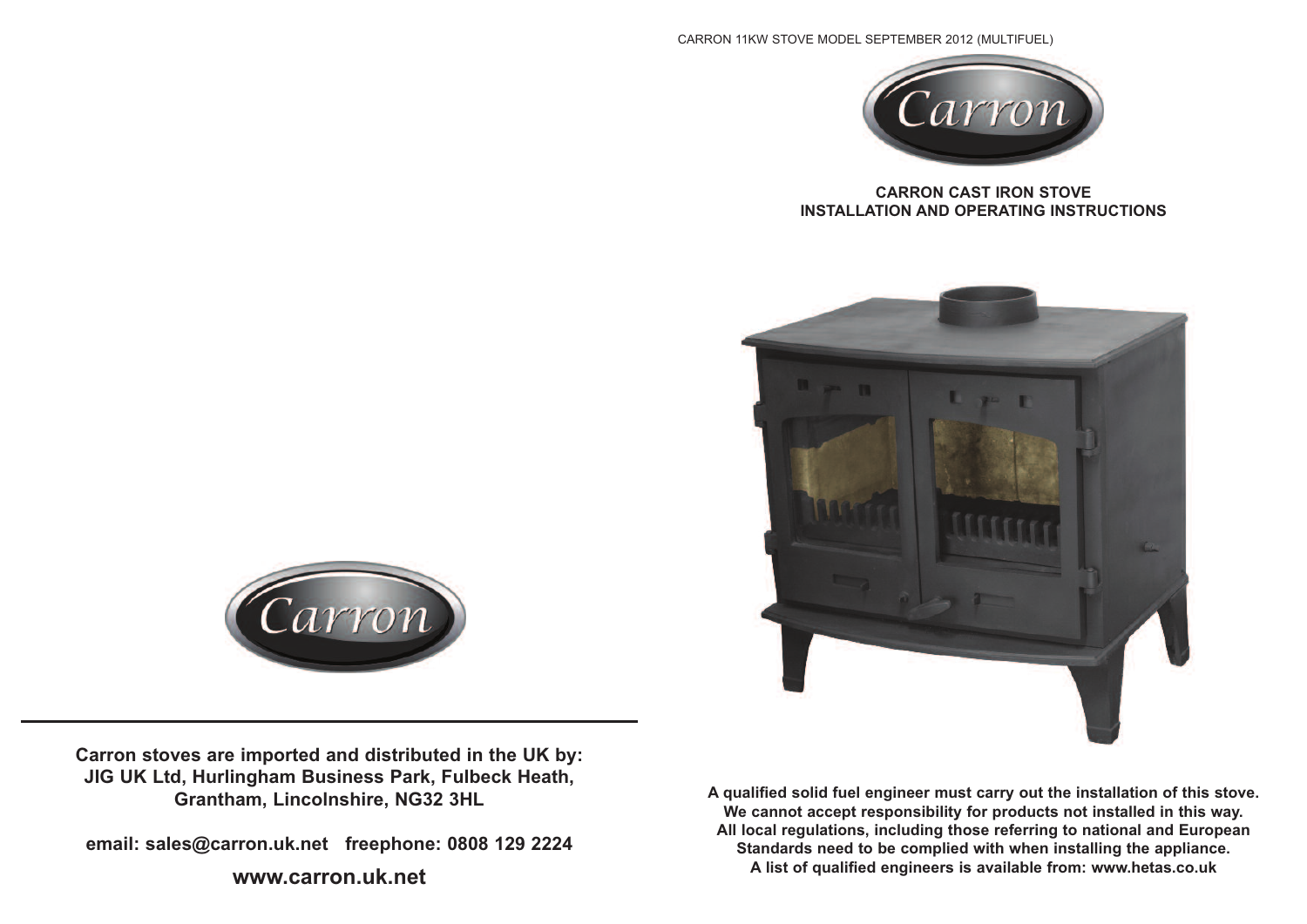CARRON 11KW STOVE MODEL SEPTEMBER 2012 (MULTIFUEL)

Carron

**CARRON CAST IRON STOVE**
**INSTALLATION AND OPERATING INSTRUCTIONS**

**A qualified solid fuel engineer must carry out the installation of this stove.**
**We cannot accept responsibility for products not installed in this way.**
**All local regulations, including those referring to national and European Standards need to be complied with when installing the appliance.**
**A list of qualified engineers is available from: www.hetas.co.uk**

Carron

**Carron stoves are imported and distributed in the UK by:**
**JIG UK Ltd, Hurlingham Business Park, Fulbeck Heath, Grantham, Lincolnshire, NG32 3HL**

**email: sales@carron.uk.net freephone: 0808 129 2224**

**www.carron.uk.net**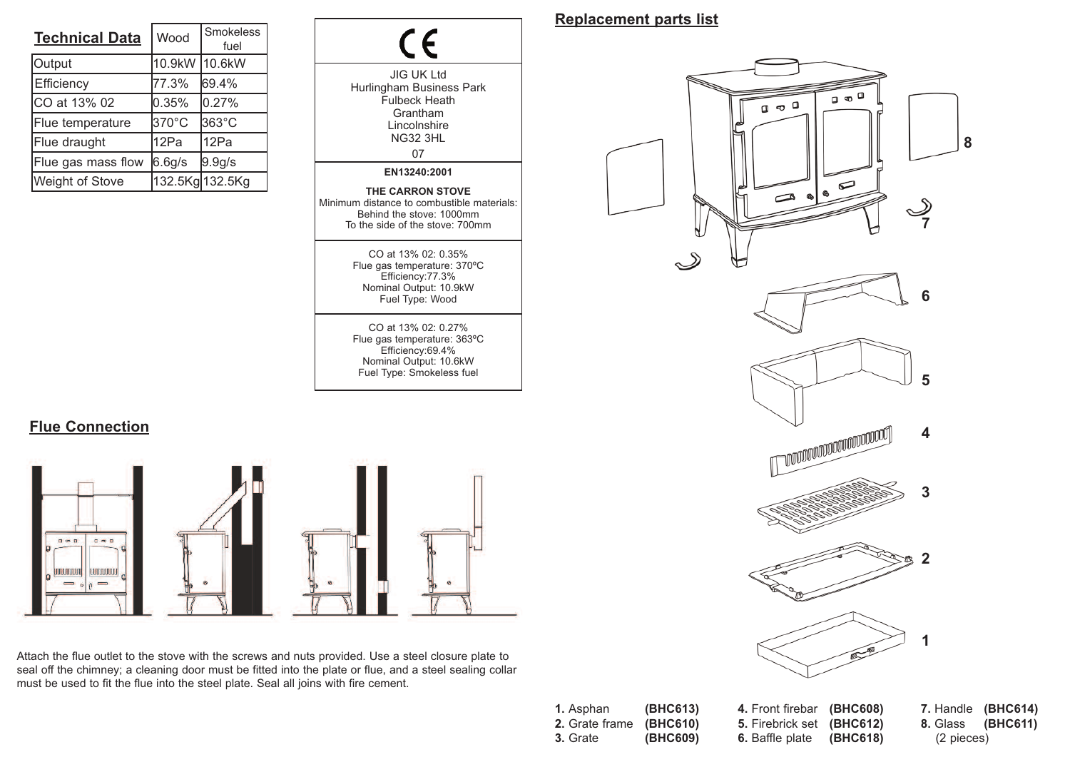## Technical Data

| Technical Data | Wood | Smokeless fuel |
|---|---|---|
| Output | 10.9kW | 10.6kW |
| Efficiency | 77.3% | 69.4% |
| CO at 13% 02 | 0.35% | 0.27% |
| Flue temperature | 370°C | 363°C |
| Flue draught | 12Pa | 12Pa |
| Flue gas mass flow | 6.6g/s | 9.9g/s |
| Weight of Stove | 132.5Kg | 132.5Kg |

CE

JIG UK Ltd
Hurlingham Business Park
Fulbeck Heath
Grantham
Lincolnshire
NG32 3HL
07

**EN13240:2001**

**THE CARRON STOVE**
Minimum distance to combustible materials:
Behind the stove: 1000mm
To the side of the stove: 700mm

CO at 13% 02: 0.35%
Flue gas temperature: 370ºC
Efficiency:77.3%
Nominal Output: 10.9kW
Fuel Type: Wood

CO at 13% 02: 0.27%
Flue gas temperature: 363ºC
Efficiency:69.4%
Nominal Output: 10.6kW
Fuel Type: Smokeless fuel

## Flue Connection

Attach the flue outlet to the stove with the screws and nuts provided. Use a steel closure plate to seal off the chimney; a cleaning door must be fitted into the plate or flue, and a steel sealing collar must be used to fit the flue into the steel plate. Seal all joins with fire cement.

## Replacement parts list

8

7

6

5

4

3

2

1

**1.** Asphan **(BHC613)**
**2.** Grate frame **(BHC610)**
**3.** Grate **(BHC609)**
**4.** Front firebar **(BHC608)**
**5.** Firebrick set **(BHC612)**
**6.** Baffle plate **(BHC618)**
**7.** Handle **(BHC614)**
**8.** Glass **(BHC611)** (2 pieces)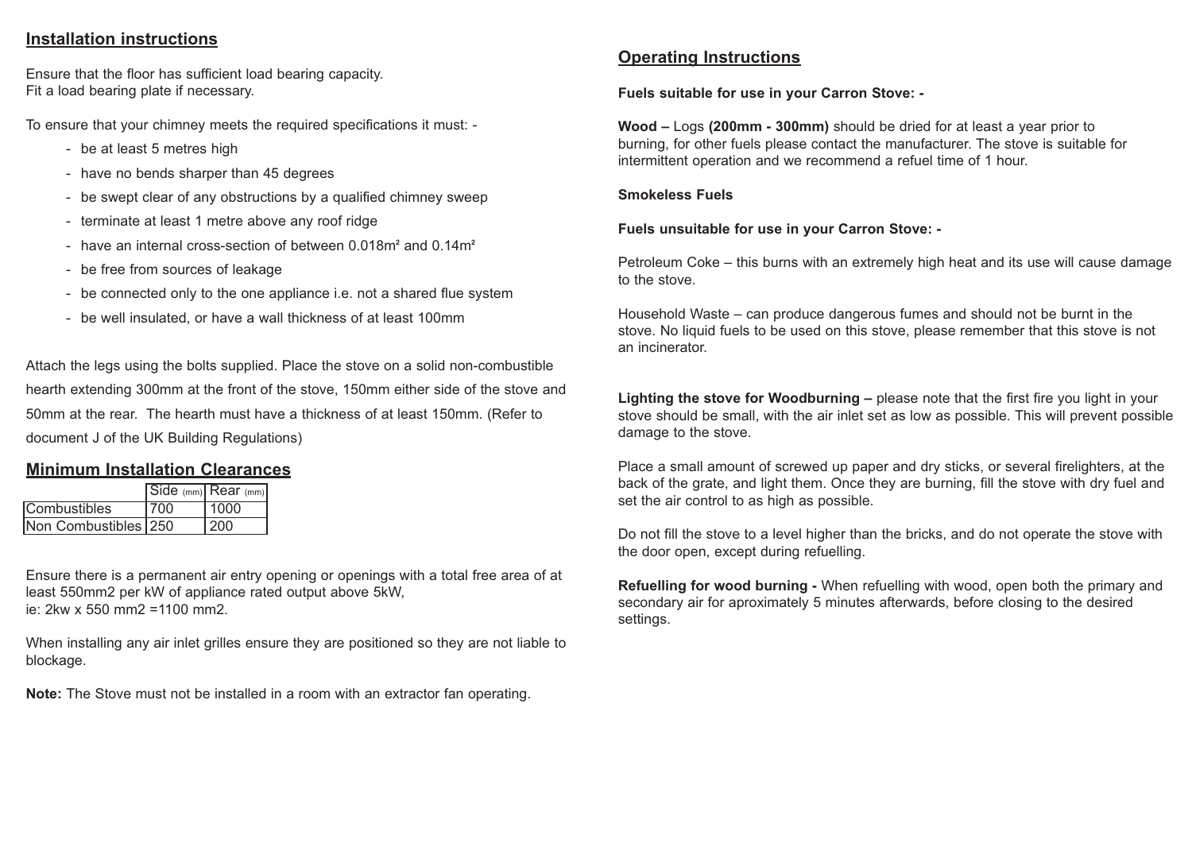## Installation instructions

Ensure that the floor has sufficient load bearing capacity.
Fit a load bearing plate if necessary.

To ensure that your chimney meets the required specifications it must: -

- be at least 5 metres high
- have no bends sharper than 45 degrees
- be swept clear of any obstructions by a qualified chimney sweep
- terminate at least 1 metre above any roof ridge
- have an internal cross-section of between $0.018m^2$ and $0.14m^2$
- be free from sources of leakage
- be connected only to the one appliance i.e. not a shared flue system
- be well insulated, or have a wall thickness of at least 100mm

Attach the legs using the bolts supplied. Place the stove on a solid non-combustible hearth extending 300mm at the front of the stove, 150mm either side of the stove and 50mm at the rear. The hearth must have a thickness of at least 150mm. (Refer to document J of the UK Building Regulations)

## Minimum Installation Clearances

| | Side (mm) | Rear (mm) |
|---|---|---|
| Combustibles | 700 | 1000 |
| Non Combustibles | 250 | 200 |

Ensure there is a permanent air entry opening or openings with a total free area of at least 550mm2 per kW of appliance rated output above 5kW,
ie: 2kw x 550 mm2 =1100 mm2.

When installing any air inlet grilles ensure they are positioned so they are not liable to blockage.

**Note:** The Stove must not be installed in a room with an extractor fan operating.

## Operating Instructions

**Fuels suitable for use in your Carron Stove: -**

**Wood –** Logs **(200mm - 300mm)** should be dried for at least a year prior to burning, for other fuels please contact the manufacturer. The stove is suitable for intermittent operation and we recommend a refuel time of 1 hour.

**Smokeless Fuels**

**Fuels unsuitable for use in your Carron Stove: -**

Petroleum Coke – this burns with an extremely high heat and its use will cause damage to the stove.

Household Waste – can produce dangerous fumes and should not be burnt in the stove. No liquid fuels to be used on this stove, please remember that this stove is not an incinerator.

**Lighting the stove for Woodburning –** please note that the first fire you light in your stove should be small, with the air inlet set as low as possible. This will prevent possible damage to the stove.

Place a small amount of screwed up paper and dry sticks, or several firelighters, at the back of the grate, and light them. Once they are burning, fill the stove with dry fuel and set the air control to as high as possible.

Do not fill the stove to a level higher than the bricks, and do not operate the stove with the door open, except during refuelling.

**Refuelling for wood burning -** When refuelling with wood, open both the primary and secondary air for aproximately 5 minutes afterwards, before closing to the desired settings.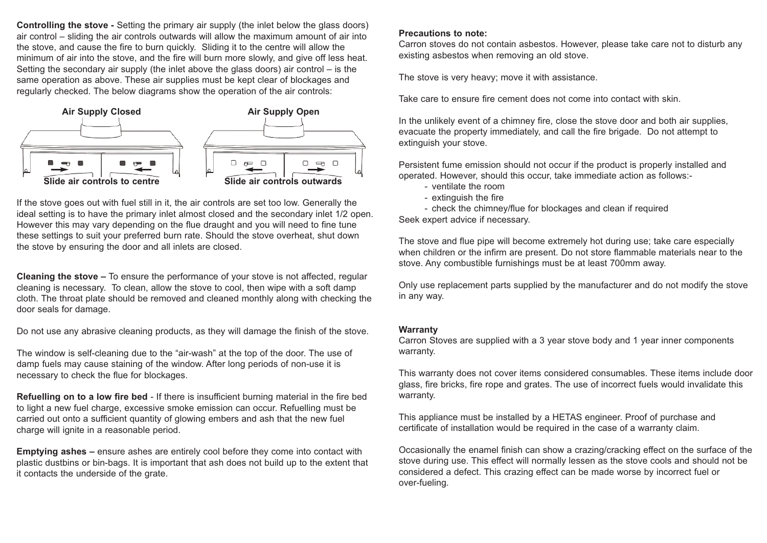**Controlling the stove -** Setting the primary air supply (the inlet below the glass doors) air control – sliding the air controls outwards will allow the maximum amount of air into the stove, and cause the fire to burn quickly. Sliding it to the centre will allow the minimum of air into the stove, and the fire will burn more slowly, and give off less heat. Setting the secondary air supply (the inlet above the glass doors) air control – is the same operation as above. These air supplies must be kept clear of blockages and regularly checked. The below diagrams show the operation of the air controls:

**Air Supply Closed**

**Slide air controls to centre**

**Air Supply Open**

**Slide air controls outwards**

If the stove goes out with fuel still in it, the air controls are set too low. Generally the ideal setting is to have the primary inlet almost closed and the secondary inlet 1/2 open. However this may vary depending on the flue draught and you will need to fine tune these settings to suit your preferred burn rate. Should the stove overheat, shut down the stove by ensuring the door and all inlets are closed.

**Cleaning the stove –** To ensure the performance of your stove is not affected, regular cleaning is necessary. To clean, allow the stove to cool, then wipe with a soft damp cloth. The throat plate should be removed and cleaned monthly along with checking the door seals for damage.

Do not use any abrasive cleaning products, as they will damage the finish of the stove.

The window is self-cleaning due to the "air-wash" at the top of the door. The use of damp fuels may cause staining of the window. After long periods of non-use it is necessary to check the flue for blockages.

**Refuelling on to a low fire bed** - If there is insufficient burning material in the fire bed to light a new fuel charge, excessive smoke emission can occur. Refuelling must be carried out onto a sufficient quantity of glowing embers and ash that the new fuel charge will ignite in a reasonable period.

**Emptying ashes –** ensure ashes are entirely cool before they come into contact with plastic dustbins or bin-bags. It is important that ash does not build up to the extent that it contacts the underside of the grate.

**Precautions to note:**

Carron stoves do not contain asbestos. However, please take care not to disturb any existing asbestos when removing an old stove.

The stove is very heavy; move it with assistance.

Take care to ensure fire cement does not come into contact with skin.

In the unlikely event of a chimney fire, close the stove door and both air supplies, evacuate the property immediately, and call the fire brigade. Do not attempt to extinguish your stove.

Persistent fume emission should not occur if the product is properly installed and operated. However, should this occur, take immediate action as follows:-

- ventilate the room
- extinguish the fire
- check the chimney/flue for blockages and clean if required

Seek expert advice if necessary.

The stove and flue pipe will become extremely hot during use; take care especially when children or the infirm are present. Do not store flammable materials near to the stove. Any combustible furnishings must be at least 700mm away.

Only use replacement parts supplied by the manufacturer and do not modify the stove in any way.

**Warranty**

Carron Stoves are supplied with a 3 year stove body and 1 year inner components warranty.

This warranty does not cover items considered consumables. These items include door glass, fire bricks, fire rope and grates. The use of incorrect fuels would invalidate this warranty.

This appliance must be installed by a HETAS engineer. Proof of purchase and certificate of installation would be required in the case of a warranty claim.

Occasionally the enamel finish can show a crazing/cracking effect on the surface of the stove during use. This effect will normally lessen as the stove cools and should not be considered a defect. This crazing effect can be made worse by incorrect fuel or over-fueling.